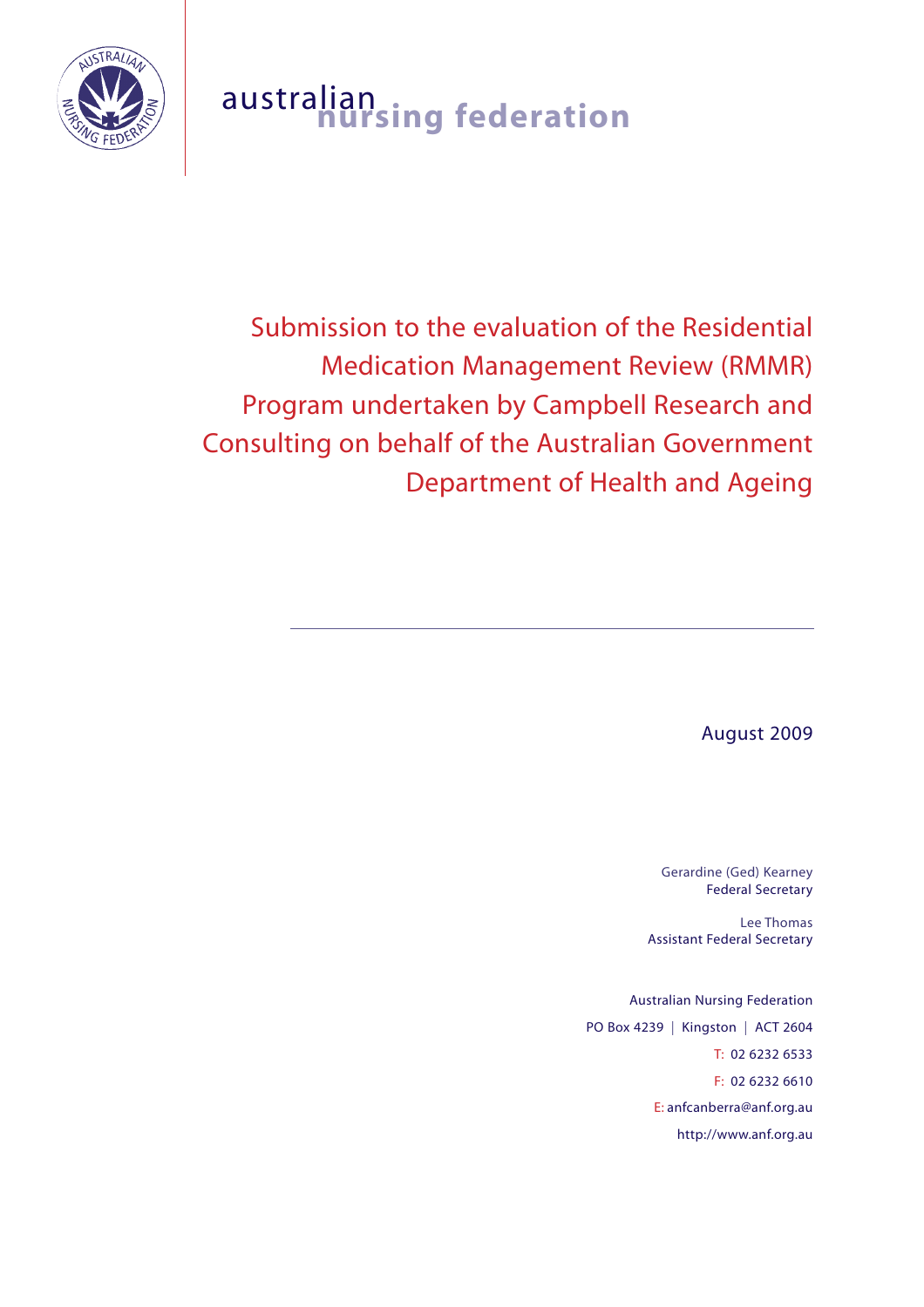australian nursing federation

# Submission to the evaluation of the Residential Medication Management Review (RMMR) Program undertaken by Campbell Research and Consulting on behalf of the Australian Government Department of Health and Ageing

August 2009

Gerardine (Ged) Kearney
Federal Secretary

Lee Thomas
Assistant Federal Secretary

Australian Nursing Federation

PO Box 4239 | Kingston | ACT 2604

T: 02 6232 6533

F: 02 6232 6610

E: anfcanberra@anf.org.au

http://www.anf.org.au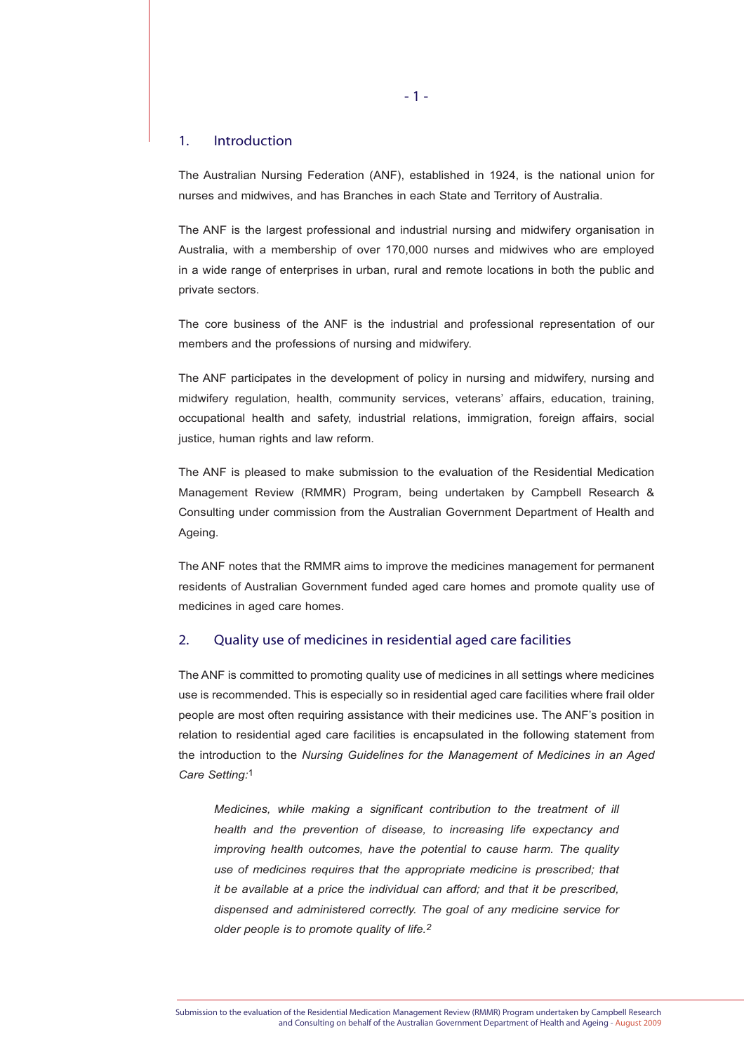## 1. Introduction

The Australian Nursing Federation (ANF), established in 1924, is the national union for nurses and midwives, and has Branches in each State and Territory of Australia.

The ANF is the largest professional and industrial nursing and midwifery organisation in Australia, with a membership of over 170,000 nurses and midwives who are employed in a wide range of enterprises in urban, rural and remote locations in both the public and private sectors.

The core business of the ANF is the industrial and professional representation of our members and the professions of nursing and midwifery.

The ANF participates in the development of policy in nursing and midwifery, nursing and midwifery regulation, health, community services, veterans' affairs, education, training, occupational health and safety, industrial relations, immigration, foreign affairs, social justice, human rights and law reform.

The ANF is pleased to make submission to the evaluation of the Residential Medication Management Review (RMMR) Program, being undertaken by Campbell Research & Consulting under commission from the Australian Government Department of Health and Ageing.

The ANF notes that the RMMR aims to improve the medicines management for permanent residents of Australian Government funded aged care homes and promote quality use of medicines in aged care homes.

## 2. Quality use of medicines in residential aged care facilities

The ANF is committed to promoting quality use of medicines in all settings where medicines use is recommended. This is especially so in residential aged care facilities where frail older people are most often requiring assistance with their medicines use. The ANF's position in relation to residential aged care facilities is encapsulated in the following statement from the introduction to the *Nursing Guidelines for the Management of Medicines in an Aged Care Setting:*[1]

> *Medicines, while making a significant contribution to the treatment of ill health and the prevention of disease, to increasing life expectancy and improving health outcomes, have the potential to cause harm. The quality use of medicines requires that the appropriate medicine is prescribed; that it be available at a price the individual can afford; and that it be prescribed, dispensed and administered correctly. The goal of any medicine service for older people is to promote quality of life.*[2]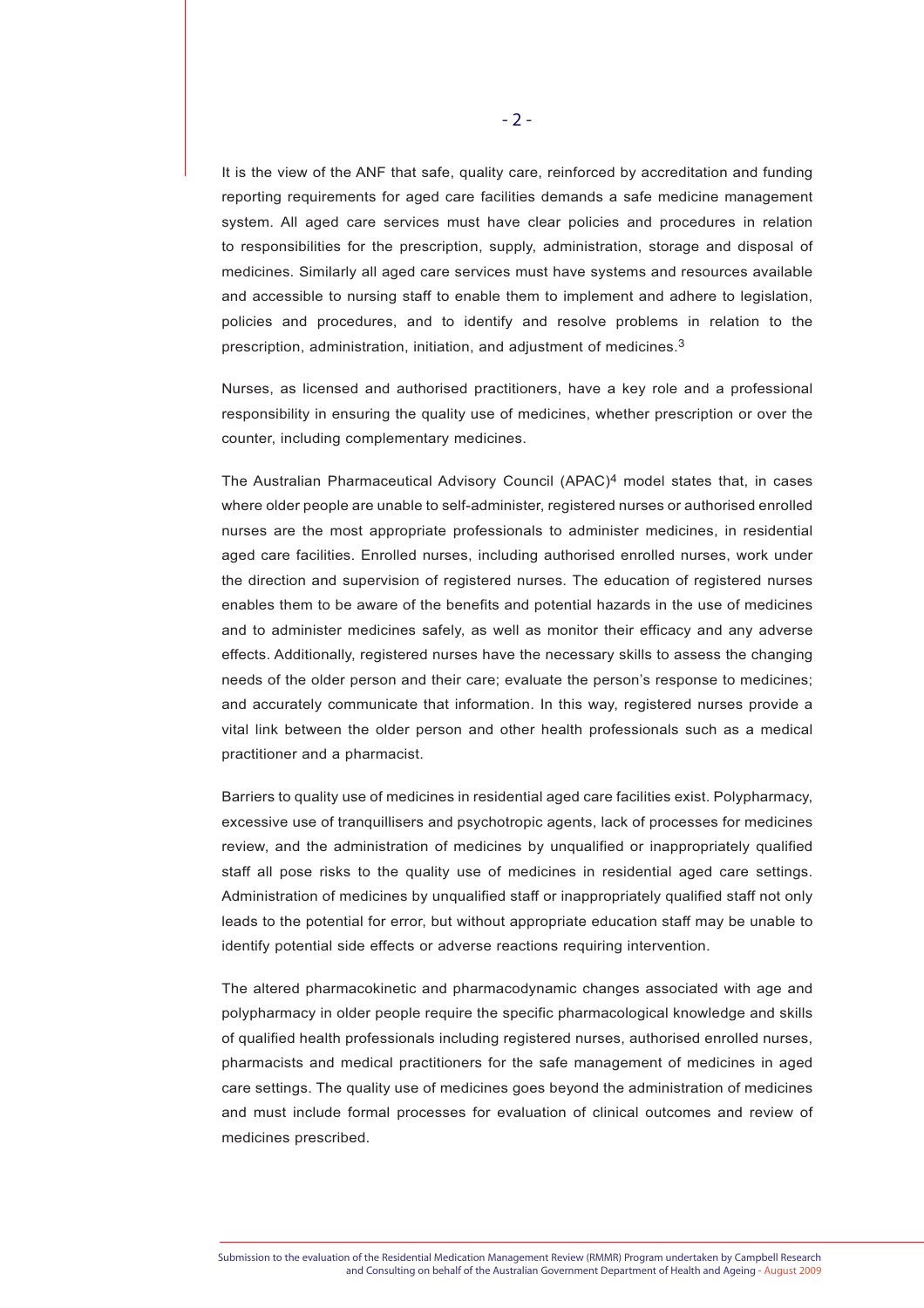It is the view of the ANF that safe, quality care, reinforced by accreditation and funding reporting requirements for aged care facilities demands a safe medicine management system. All aged care services must have clear policies and procedures in relation to responsibilities for the prescription, supply, administration, storage and disposal of medicines. Similarly all aged care services must have systems and resources available and accessible to nursing staff to enable them to implement and adhere to legislation, policies and procedures, and to identify and resolve problems in relation to the prescription, administration, initiation, and adjustment of medicines.[3]

Nurses, as licensed and authorised practitioners, have a key role and a professional responsibility in ensuring the quality use of medicines, whether prescription or over the counter, including complementary medicines.

The Australian Pharmaceutical Advisory Council (APAC)[4] model states that, in cases where older people are unable to self-administer, registered nurses or authorised enrolled nurses are the most appropriate professionals to administer medicines, in residential aged care facilities. Enrolled nurses, including authorised enrolled nurses, work under the direction and supervision of registered nurses. The education of registered nurses enables them to be aware of the benefits and potential hazards in the use of medicines and to administer medicines safely, as well as monitor their efficacy and any adverse effects. Additionally, registered nurses have the necessary skills to assess the changing needs of the older person and their care; evaluate the person's response to medicines; and accurately communicate that information. In this way, registered nurses provide a vital link between the older person and other health professionals such as a medical practitioner and a pharmacist.

Barriers to quality use of medicines in residential aged care facilities exist. Polypharmacy, excessive use of tranquillisers and psychotropic agents, lack of processes for medicines review, and the administration of medicines by unqualified or inappropriately qualified staff all pose risks to the quality use of medicines in residential aged care settings. Administration of medicines by unqualified staff or inappropriately qualified staff not only leads to the potential for error, but without appropriate education staff may be unable to identify potential side effects or adverse reactions requiring intervention.

The altered pharmacokinetic and pharmacodynamic changes associated with age and polypharmacy in older people require the specific pharmacological knowledge and skills of qualified health professionals including registered nurses, authorised enrolled nurses, pharmacists and medical practitioners for the safe management of medicines in aged care settings. The quality use of medicines goes beyond the administration of medicines and must include formal processes for evaluation of clinical outcomes and review of medicines prescribed.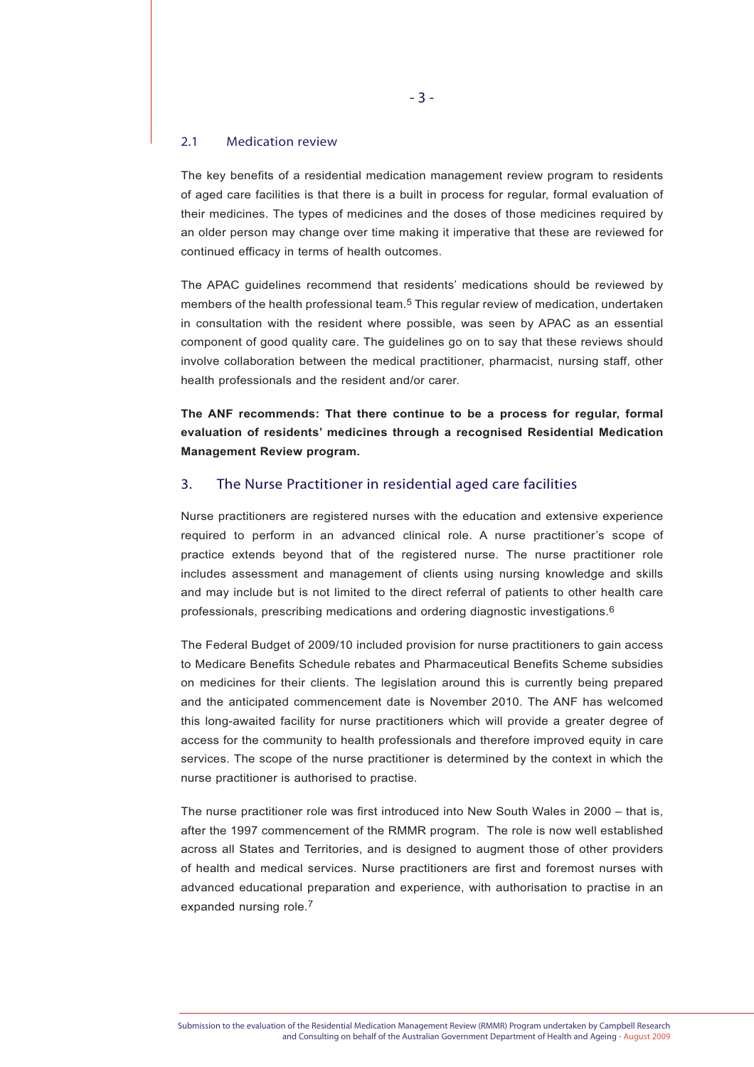### 2.1 Medication review

The key benefits of a residential medication management review program to residents of aged care facilities is that there is a built in process for regular, formal evaluation of their medicines. The types of medicines and the doses of those medicines required by an older person may change over time making it imperative that these are reviewed for continued efficacy in terms of health outcomes.

The APAC guidelines recommend that residents' medications should be reviewed by members of the health professional team.[5] This regular review of medication, undertaken in consultation with the resident where possible, was seen by APAC as an essential component of good quality care. The guidelines go on to say that these reviews should involve collaboration between the medical practitioner, pharmacist, nursing staff, other health professionals and the resident and/or carer.

**The ANF recommends: That there continue to be a process for regular, formal evaluation of residents' medicines through a recognised Residential Medication Management Review program.**

## 3. The Nurse Practitioner in residential aged care facilities

Nurse practitioners are registered nurses with the education and extensive experience required to perform in an advanced clinical role. A nurse practitioner's scope of practice extends beyond that of the registered nurse. The nurse practitioner role includes assessment and management of clients using nursing knowledge and skills and may include but is not limited to the direct referral of patients to other health care professionals, prescribing medications and ordering diagnostic investigations.[6]

The Federal Budget of 2009/10 included provision for nurse practitioners to gain access to Medicare Benefits Schedule rebates and Pharmaceutical Benefits Scheme subsidies on medicines for their clients. The legislation around this is currently being prepared and the anticipated commencement date is November 2010. The ANF has welcomed this long-awaited facility for nurse practitioners which will provide a greater degree of access for the community to health professionals and therefore improved equity in care services. The scope of the nurse practitioner is determined by the context in which the nurse practitioner is authorised to practise.

The nurse practitioner role was first introduced into New South Wales in 2000 – that is, after the 1997 commencement of the RMMR program. The role is now well established across all States and Territories, and is designed to augment those of other providers of health and medical services. Nurse practitioners are first and foremost nurses with advanced educational preparation and experience, with authorisation to practise in an expanded nursing role.[7]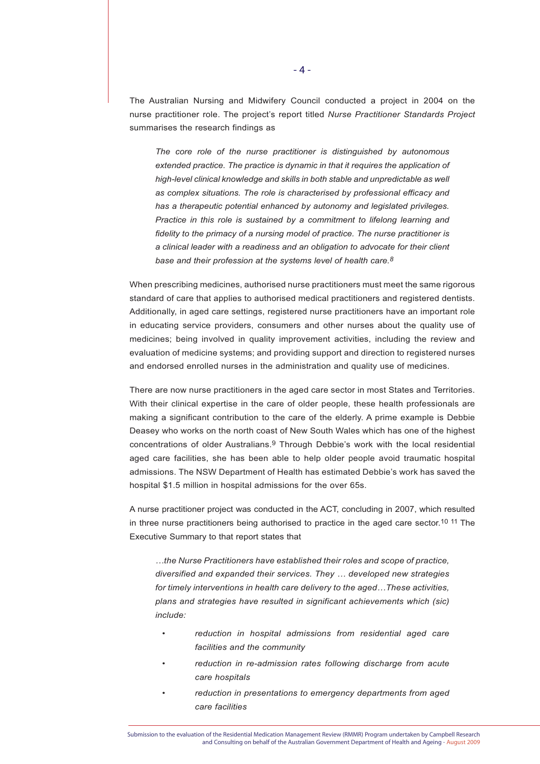The Australian Nursing and Midwifery Council conducted a project in 2004 on the nurse practitioner role. The project's report titled *Nurse Practitioner Standards Project* summarises the research findings as

> *The core role of the nurse practitioner is distinguished by autonomous extended practice. The practice is dynamic in that it requires the application of high-level clinical knowledge and skills in both stable and unpredictable as well as complex situations. The role is characterised by professional efficacy and has a therapeutic potential enhanced by autonomy and legislated privileges. Practice in this role is sustained by a commitment to lifelong learning and fidelity to the primacy of a nursing model of practice. The nurse practitioner is a clinical leader with a readiness and an obligation to advocate for their client base and their profession at the systems level of health care.*[8]

When prescribing medicines, authorised nurse practitioners must meet the same rigorous standard of care that applies to authorised medical practitioners and registered dentists. Additionally, in aged care settings, registered nurse practitioners have an important role in educating service providers, consumers and other nurses about the quality use of medicines; being involved in quality improvement activities, including the review and evaluation of medicine systems; and providing support and direction to registered nurses and endorsed enrolled nurses in the administration and quality use of medicines.

There are now nurse practitioners in the aged care sector in most States and Territories. With their clinical expertise in the care of older people, these health professionals are making a significant contribution to the care of the elderly. A prime example is Debbie Deasey who works on the north coast of New South Wales which has one of the highest concentrations of older Australians.[9] Through Debbie's work with the local residential aged care facilities, she has been able to help older people avoid traumatic hospital admissions. The NSW Department of Health has estimated Debbie's work has saved the hospital $1.5 million in hospital admissions for the over 65s.

A nurse practitioner project was conducted in the ACT, concluding in 2007, which resulted in three nurse practitioners being authorised to practice in the aged care sector.[10] [11] The Executive Summary to that report states that

> *…the Nurse Practitioners have established their roles and scope of practice, diversified and expanded their services. They … developed new strategies for timely interventions in health care delivery to the aged…These activities, plans and strategies have resulted in significant achievements which (sic) include:*
>
> - *reduction in hospital admissions from residential aged care facilities and the community*
> - *reduction in re-admission rates following discharge from acute care hospitals*
> - *reduction in presentations to emergency departments from aged care facilities*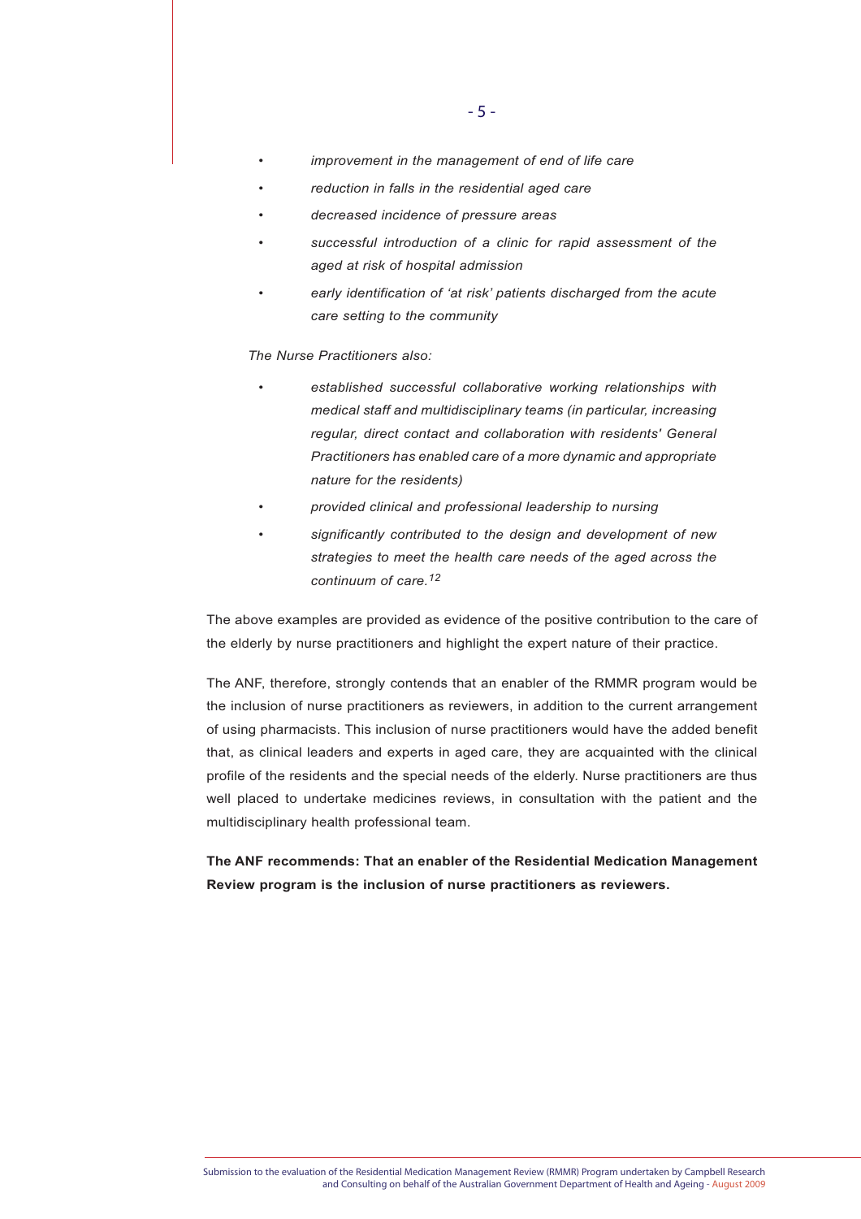- *improvement in the management of end of life care*
- *reduction in falls in the residential aged care*
- *decreased incidence of pressure areas*
- *successful introduction of a clinic for rapid assessment of the aged at risk of hospital admission*
- *early identification of 'at risk' patients discharged from the acute care setting to the community*

*The Nurse Practitioners also:*

- *established successful collaborative working relationships with medical staff and multidisciplinary teams (in particular, increasing regular, direct contact and collaboration with residents' General Practitioners has enabled care of a more dynamic and appropriate nature for the residents)*
- *provided clinical and professional leadership to nursing*
- *significantly contributed to the design and development of new strategies to meet the health care needs of the aged across the continuum of care.*[12]

The above examples are provided as evidence of the positive contribution to the care of the elderly by nurse practitioners and highlight the expert nature of their practice.

The ANF, therefore, strongly contends that an enabler of the RMMR program would be the inclusion of nurse practitioners as reviewers, in addition to the current arrangement of using pharmacists. This inclusion of nurse practitioners would have the added benefit that, as clinical leaders and experts in aged care, they are acquainted with the clinical profile of the residents and the special needs of the elderly. Nurse practitioners are thus well placed to undertake medicines reviews, in consultation with the patient and the multidisciplinary health professional team.

**The ANF recommends: That an enabler of the Residential Medication Management Review program is the inclusion of nurse practitioners as reviewers.**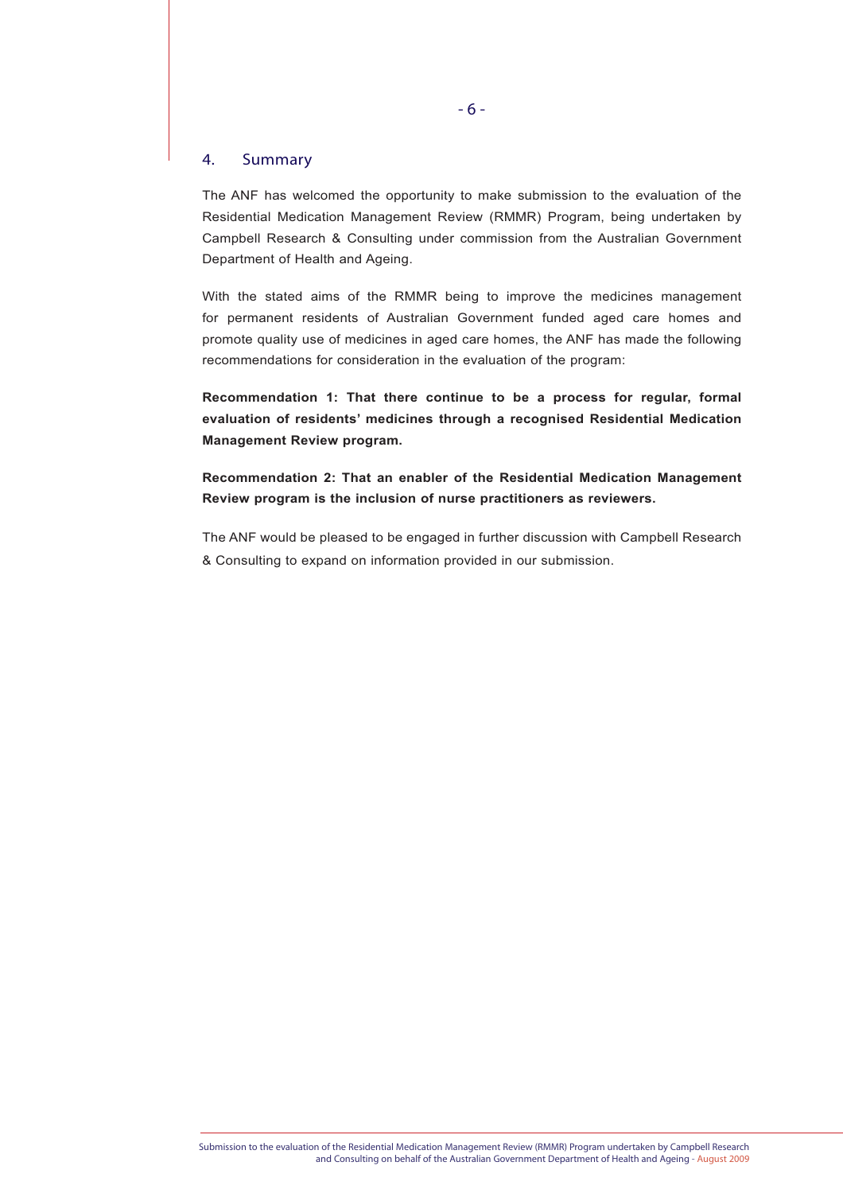## 4. Summary

The ANF has welcomed the opportunity to make submission to the evaluation of the Residential Medication Management Review (RMMR) Program, being undertaken by Campbell Research & Consulting under commission from the Australian Government Department of Health and Ageing.

With the stated aims of the RMMR being to improve the medicines management for permanent residents of Australian Government funded aged care homes and promote quality use of medicines in aged care homes, the ANF has made the following recommendations for consideration in the evaluation of the program:

**Recommendation 1: That there continue to be a process for regular, formal evaluation of residents' medicines through a recognised Residential Medication Management Review program.**

**Recommendation 2: That an enabler of the Residential Medication Management Review program is the inclusion of nurse practitioners as reviewers.**

The ANF would be pleased to be engaged in further discussion with Campbell Research & Consulting to expand on information provided in our submission.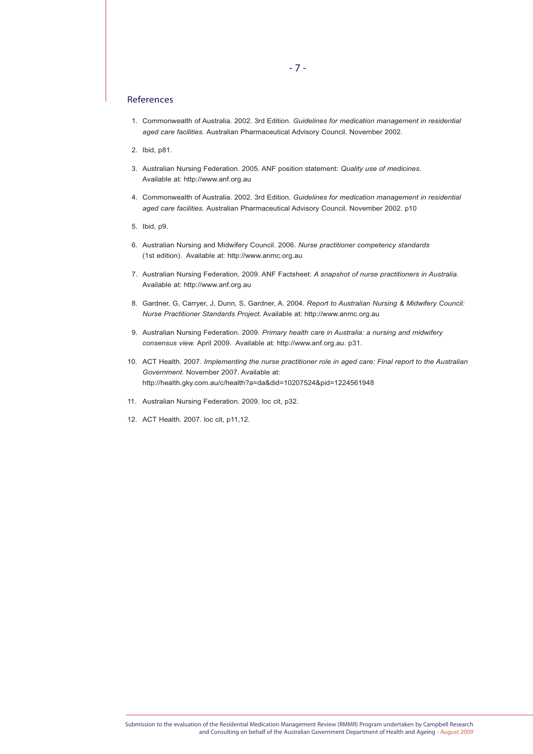## References

1. Commonwealth of Australia. 2002. 3rd Edition. *Guidelines for medication management in residential aged care facilities.* Australian Pharmaceutical Advisory Council. November 2002.
2. Ibid, p81.
3. Australian Nursing Federation. 2005. ANF position statement: *Quality use of medicines*. Available at: http://www.anf.org.au
4. Commonwealth of Australia. 2002. 3rd Edition. *Guidelines for medication management in residential aged care facilities.* Australian Pharmaceutical Advisory Council. November 2002. p10
5. Ibid, p9.
6. Australian Nursing and Midwifery Council. 2006. *Nurse practitioner competency standards* (1st edition). Available at: http://www.anmc.org.au
7. Australian Nursing Federation. 2009. ANF Factsheet: *A snapshot of nurse practitioners in Australia.* Available at: http://www.anf.org.au
8. Gardner, G, Carryer, J, Dunn, S, Gardner, A. 2004. *Report to Australian Nursing & Midwifery Council: Nurse Practitioner Standards Project.* Available at: http://www.anmc.org.au
9. Australian Nursing Federation. 2009. *Primary health care in Australia: a nursing and midwifery consensus view.* April 2009. Available at: http://www.anf.org.au. p31.
10. ACT Health. 2007. *Implementing the nurse practitioner role in aged care: Final report to the Australian Government.* November 2007. Available at: http://health.gky.com.au/c/health?a=da&did=10207524&pid=1224561948
11. Australian Nursing Federation. 2009. loc cit, p32.
12. ACT Health. 2007. loc cit, p11,12.